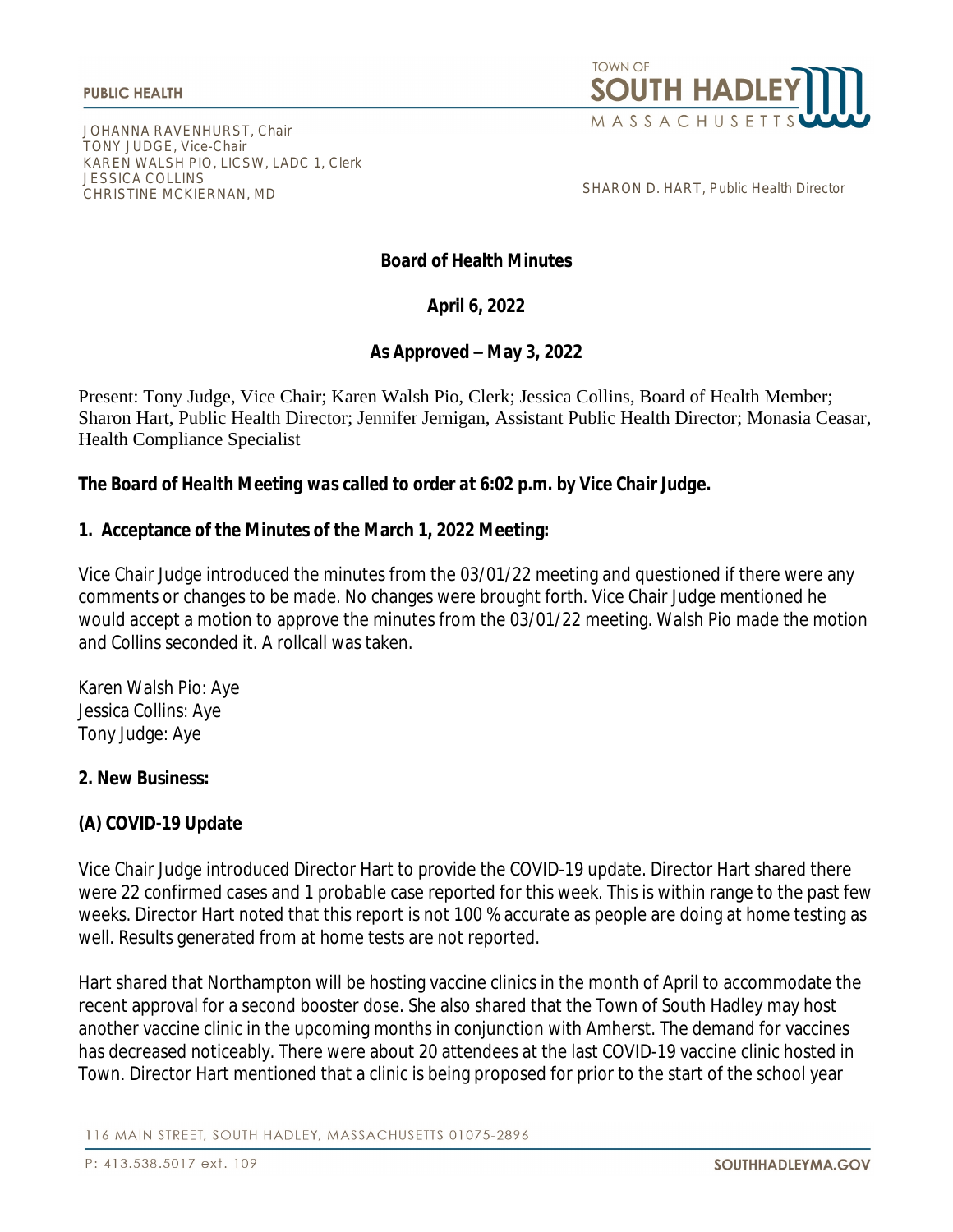**PUBLIC HEALTH**

TOWN OF SOUTH HADLEY MASSACHUSETTS

JOHANNA RAVENHURST, Chair
TONY JUDGE, Vice-Chair
KAREN WALSH PIO, LICSW, LADC 1, Clerk
JESSICA COLLINS
CHRISTINE MCKIERNAN, MD

SHARON D. HART, Public Health Director

**Board of Health Minutes**

**April 6, 2022**

**As Approved – May 3, 2022**

Present: Tony Judge, Vice Chair; Karen Walsh Pio, Clerk; Jessica Collins, Board of Health Member; Sharon Hart, Public Health Director; Jennifer Jernigan, Assistant Public Health Director; Monasia Ceasar, Health Compliance Specialist

***The Board of Health Meeting was called to order at 6:02 p.m. by Vice Chair Judge.***

**1. Acceptance of the Minutes of the March 1, 2022 Meeting:**

Vice Chair Judge introduced the minutes from the 03/01/22 meeting and questioned if there were any comments or changes to be made. No changes were brought forth. Vice Chair Judge mentioned he would accept a motion to approve the minutes from the 03/01/22 meeting. Walsh Pio made the motion and Collins seconded it. A rollcall was taken.

Karen Walsh Pio: Aye
Jessica Collins: Aye
Tony Judge: Aye

**2. New Business:**

**(A) COVID-19 Update**

Vice Chair Judge introduced Director Hart to provide the COVID-19 update. Director Hart shared there were 22 confirmed cases and 1 probable case reported for this week. This is within range to the past few weeks. Director Hart noted that this report is not 100 % accurate as people are doing at home testing as well. Results generated from at home tests are not reported.

Hart shared that Northampton will be hosting vaccine clinics in the month of April to accommodate the recent approval for a second booster dose. She also shared that the Town of South Hadley may host another vaccine clinic in the upcoming months in conjunction with Amherst. The demand for vaccines has decreased noticeably. There were about 20 attendees at the last COVID-19 vaccine clinic hosted in Town. Director Hart mentioned that a clinic is being proposed for prior to the start of the school year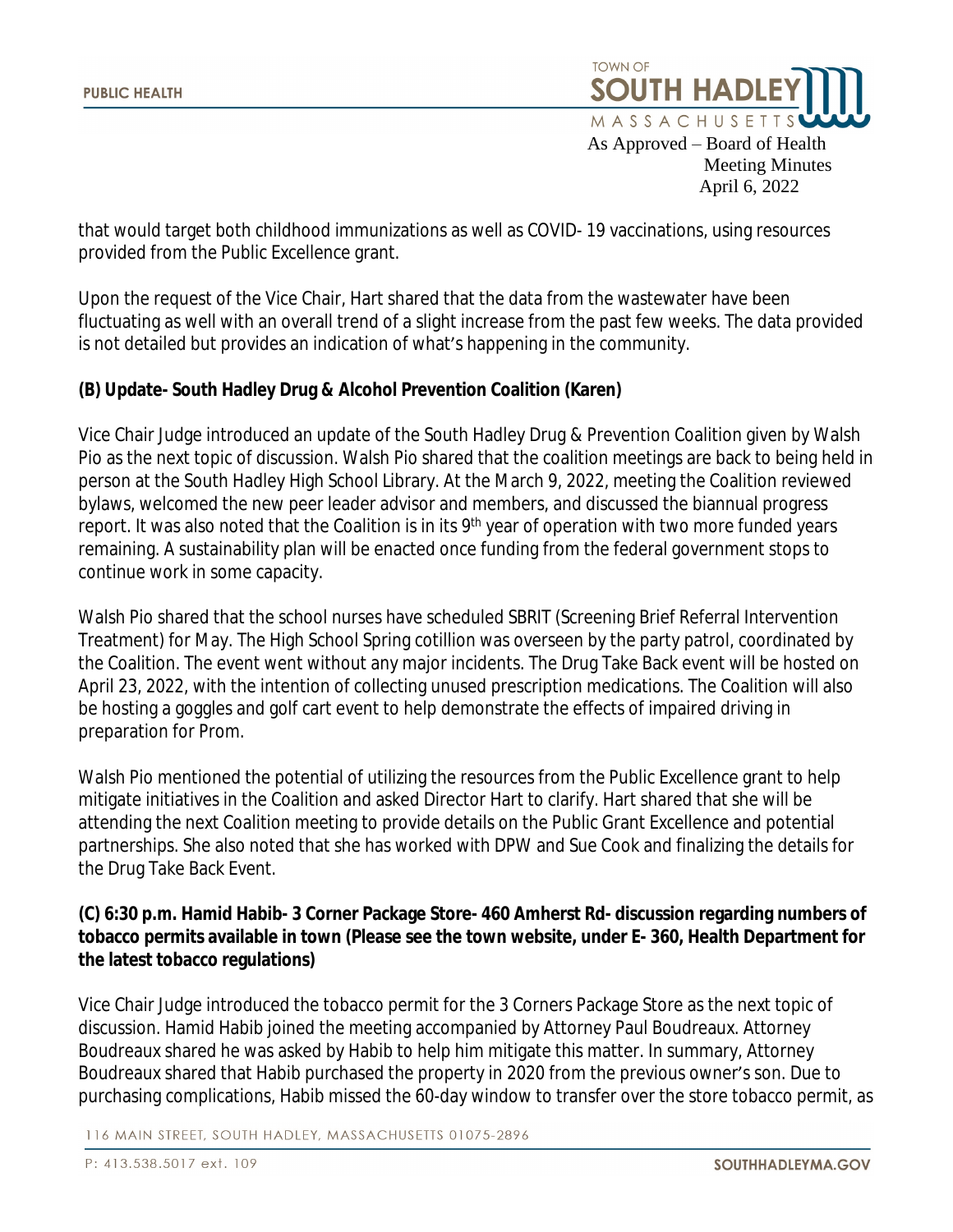that would target both childhood immunizations as well as COVID- 19 vaccinations, using resources provided from the Public Excellence grant.

Upon the request of the Vice Chair, Hart shared that the data from the wastewater have been fluctuating as well with an overall trend of a slight increase from the past few weeks. The data provided is not detailed but provides an indication of what's happening in the community.

**(B) Update- South Hadley Drug & Alcohol Prevention Coalition (Karen)**

Vice Chair Judge introduced an update of the South Hadley Drug & Prevention Coalition given by Walsh Pio as the next topic of discussion. Walsh Pio shared that the coalition meetings are back to being held in person at the South Hadley High School Library. At the March 9, 2022, meeting the Coalition reviewed bylaws, welcomed the new peer leader advisor and members, and discussed the biannual progress report. It was also noted that the Coalition is in its 9th year of operation with two more funded years remaining. A sustainability plan will be enacted once funding from the federal government stops to continue work in some capacity.

Walsh Pio shared that the school nurses have scheduled SBRIT (Screening Brief Referral Intervention Treatment) for May. The High School Spring cotillion was overseen by the party patrol, coordinated by the Coalition. The event went without any major incidents. The Drug Take Back event will be hosted on April 23, 2022, with the intention of collecting unused prescription medications. The Coalition will also be hosting a goggles and golf cart event to help demonstrate the effects of impaired driving in preparation for Prom.

Walsh Pio mentioned the potential of utilizing the resources from the Public Excellence grant to help mitigate initiatives in the Coalition and asked Director Hart to clarify. Hart shared that she will be attending the next Coalition meeting to provide details on the Public Grant Excellence and potential partnerships. She also noted that she has worked with DPW and Sue Cook and finalizing the details for the Drug Take Back Event.

**(C) 6:30 p.m. Hamid Habib- 3 Corner Package Store- 460 Amherst Rd- discussion regarding numbers of tobacco permits available in town (Please see the town website, under E- 360, Health Department for the latest tobacco regulations)**

Vice Chair Judge introduced the tobacco permit for the 3 Corners Package Store as the next topic of discussion. Hamid Habib joined the meeting accompanied by Attorney Paul Boudreaux. Attorney Boudreaux shared he was asked by Habib to help him mitigate this matter. In summary, Attorney Boudreaux shared that Habib purchased the property in 2020 from the previous owner's son. Due to purchasing complications, Habib missed the 60-day window to transfer over the store tobacco permit, as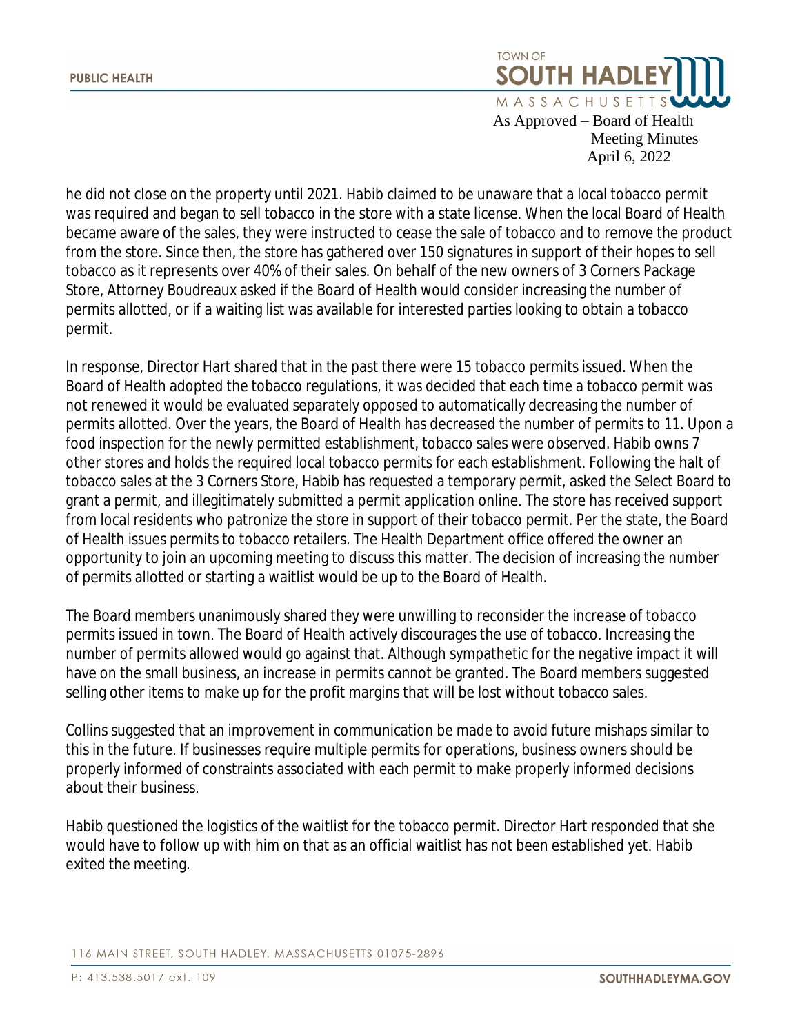he did not close on the property until 2021. Habib claimed to be unaware that a local tobacco permit was required and began to sell tobacco in the store with a state license. When the local Board of Health became aware of the sales, they were instructed to cease the sale of tobacco and to remove the product from the store. Since then, the store has gathered over 150 signatures in support of their hopes to sell tobacco as it represents over 40% of their sales. On behalf of the new owners of 3 Corners Package Store, Attorney Boudreaux asked if the Board of Health would consider increasing the number of permits allotted, or if a waiting list was available for interested parties looking to obtain a tobacco permit.

In response, Director Hart shared that in the past there were 15 tobacco permits issued. When the Board of Health adopted the tobacco regulations, it was decided that each time a tobacco permit was not renewed it would be evaluated separately opposed to automatically decreasing the number of permits allotted. Over the years, the Board of Health has decreased the number of permits to 11. Upon a food inspection for the newly permitted establishment, tobacco sales were observed. Habib owns 7 other stores and holds the required local tobacco permits for each establishment. Following the halt of tobacco sales at the 3 Corners Store, Habib has requested a temporary permit, asked the Select Board to grant a permit, and illegitimately submitted a permit application online. The store has received support from local residents who patronize the store in support of their tobacco permit. Per the state, the Board of Health issues permits to tobacco retailers. The Health Department office offered the owner an opportunity to join an upcoming meeting to discuss this matter. The decision of increasing the number of permits allotted or starting a waitlist would be up to the Board of Health.

The Board members unanimously shared they were unwilling to reconsider the increase of tobacco permits issued in town. The Board of Health actively discourages the use of tobacco. Increasing the number of permits allowed would go against that. Although sympathetic for the negative impact it will have on the small business, an increase in permits cannot be granted. The Board members suggested selling other items to make up for the profit margins that will be lost without tobacco sales.

Collins suggested that an improvement in communication be made to avoid future mishaps similar to this in the future. If businesses require multiple permits for operations, business owners should be properly informed of constraints associated with each permit to make properly informed decisions about their business.

Habib questioned the logistics of the waitlist for the tobacco permit. Director Hart responded that she would have to follow up with him on that as an official waitlist has not been established yet. Habib exited the meeting.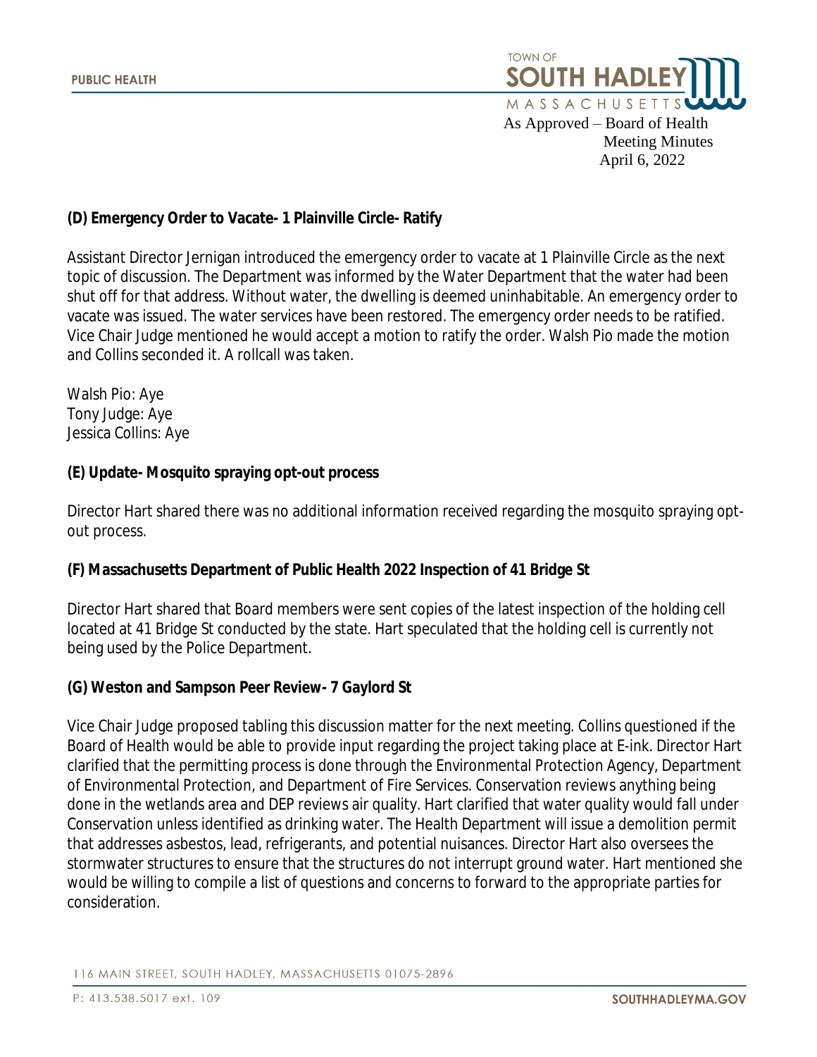**(D) Emergency Order to Vacate- 1 Plainville Circle- Ratify**

Assistant Director Jernigan introduced the emergency order to vacate at 1 Plainville Circle as the next topic of discussion. The Department was informed by the Water Department that the water had been shut off for that address. Without water, the dwelling is deemed uninhabitable. An emergency order to vacate was issued. The water services have been restored. The emergency order needs to be ratified. Vice Chair Judge mentioned he would accept a motion to ratify the order. Walsh Pio made the motion and Collins seconded it. A rollcall was taken.

Walsh Pio: Aye
Tony Judge: Aye
Jessica Collins: Aye

**(E) Update- Mosquito spraying opt-out process**

Director Hart shared there was no additional information received regarding the mosquito spraying opt-out process.

**(F) Massachusetts Department of Public Health 2022 Inspection of 41 Bridge St**

Director Hart shared that Board members were sent copies of the latest inspection of the holding cell located at 41 Bridge St conducted by the state. Hart speculated that the holding cell is currently not being used by the Police Department.

**(G) Weston and Sampson Peer Review- 7 Gaylord St**

Vice Chair Judge proposed tabling this discussion matter for the next meeting. Collins questioned if the Board of Health would be able to provide input regarding the project taking place at E-ink. Director Hart clarified that the permitting process is done through the Environmental Protection Agency, Department of Environmental Protection, and Department of Fire Services. Conservation reviews anything being done in the wetlands area and DEP reviews air quality. Hart clarified that water quality would fall under Conservation unless identified as drinking water. The Health Department will issue a demolition permit that addresses asbestos, lead, refrigerants, and potential nuisances. Director Hart also oversees the stormwater structures to ensure that the structures do not interrupt ground water. Hart mentioned she would be willing to compile a list of questions and concerns to forward to the appropriate parties for consideration.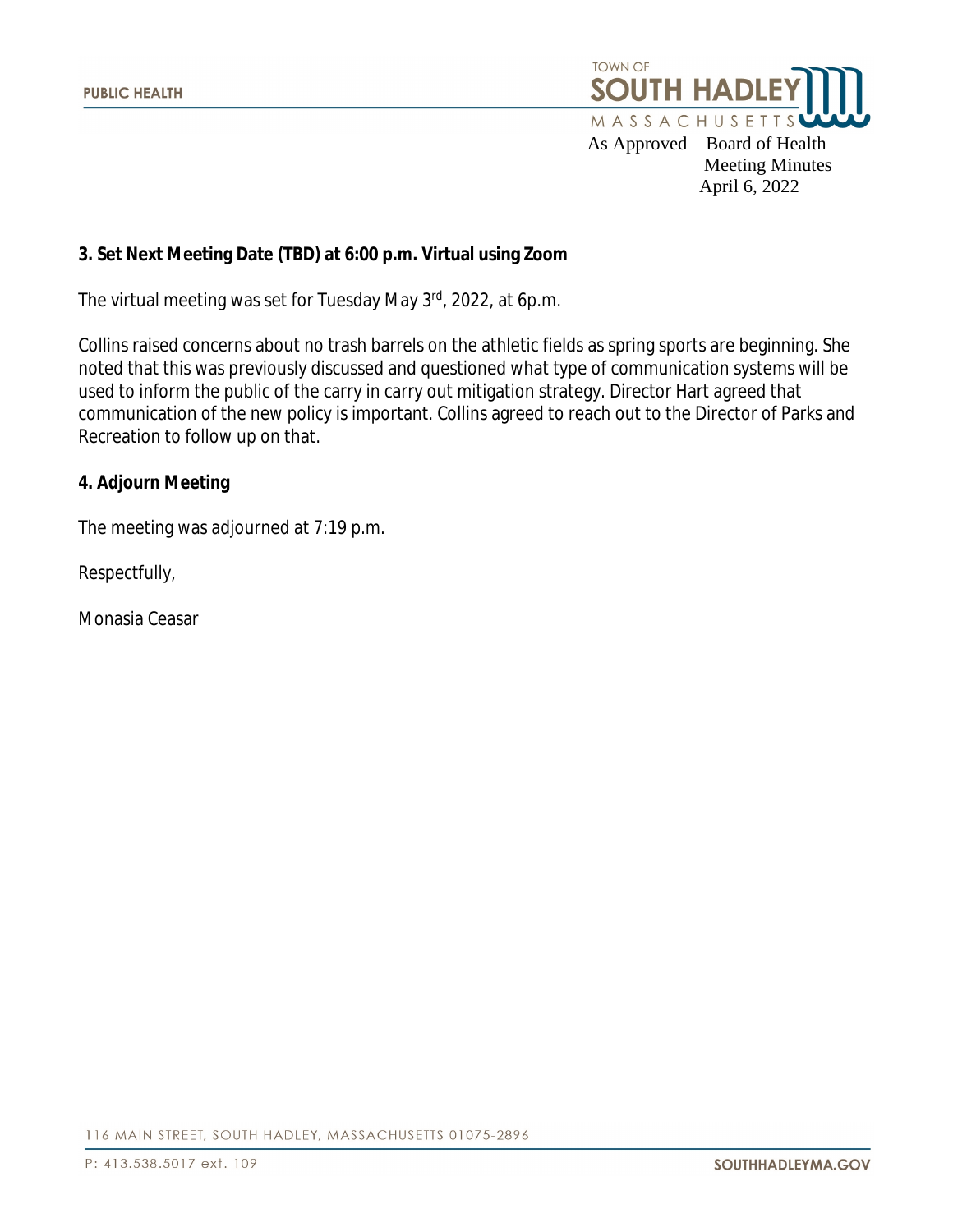As Approved – Board of Health
Meeting Minutes
April 6, 2022

**3. Set Next Meeting Date (TBD) at 6:00 p.m. Virtual using Zoom**

The virtual meeting was set for Tuesday May 3rd, 2022, at 6p.m.

Collins raised concerns about no trash barrels on the athletic fields as spring sports are beginning. She noted that this was previously discussed and questioned what type of communication systems will be used to inform the public of the carry in carry out mitigation strategy. Director Hart agreed that communication of the new policy is important. Collins agreed to reach out to the Director of Parks and Recreation to follow up on that.

**4. Adjourn Meeting**

The meeting was adjourned at 7:19 p.m.

Respectfully,

Monasia Ceasar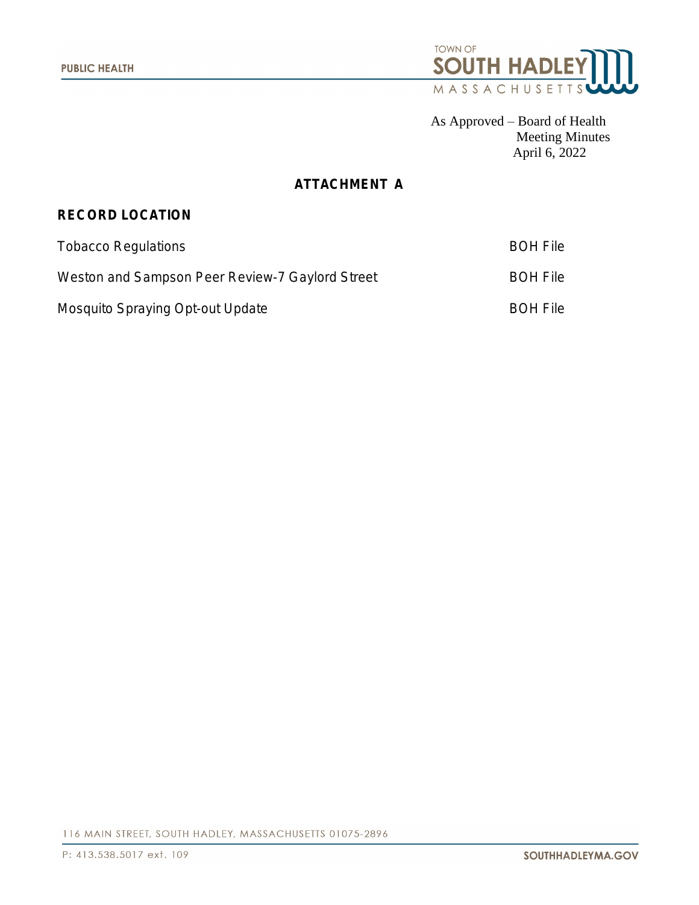As Approved – Board of Health
Meeting Minutes
April 6, 2022

## ATTACHMENT A

### RECORD LOCATION

| | |
|---|---|
| Tobacco Regulations | BOH File |
| Weston and Sampson Peer Review-7 Gaylord Street | BOH File |
| Mosquito Spraying Opt-out Update | BOH File |